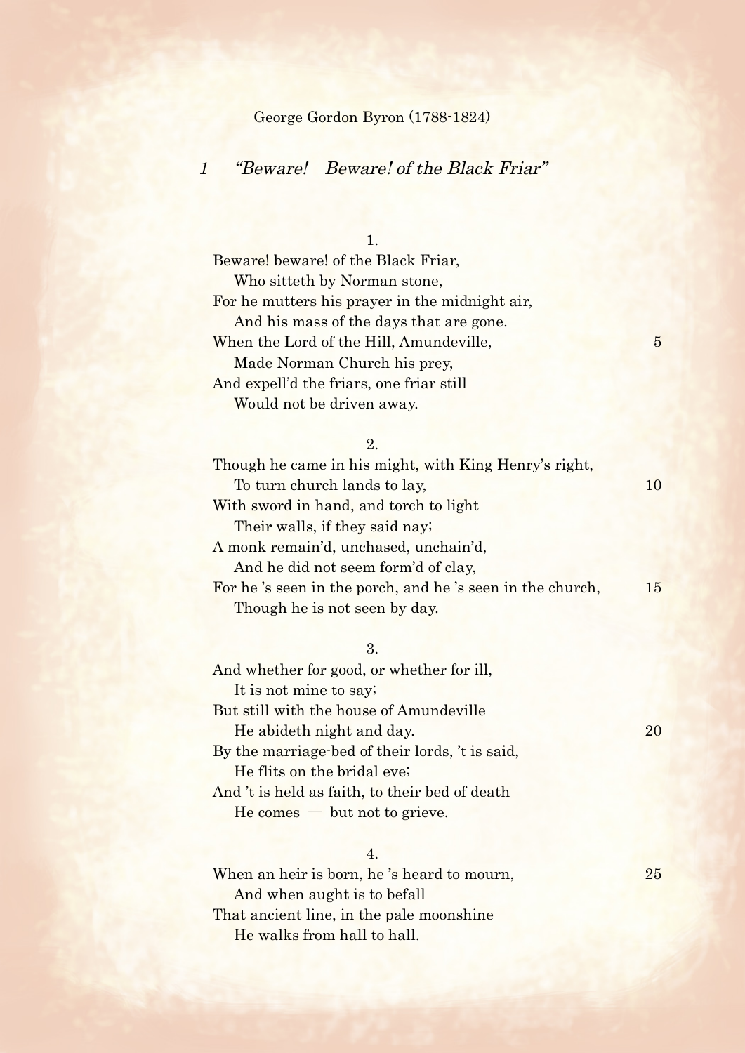George Gordon Byron (1788-1824)

## *1 "Beware! Beware! of the Black Friar"*

1.

Beware! beware! of the Black Friar,  
Who sitteth by Norman stone,  
For he mutters his prayer in the midnight air,  
And his mass of the days that are gone.  
When the Lord of the Hill, Amundeville, 5  
Made Norman Church his prey,  
And expell'd the friars, one friar still  
Would not be driven away.

2.

Though he came in his might, with King Henry's right,  
To turn church lands to lay, 10  
With sword in hand, and torch to light  
Their walls, if they said nay;  
A monk remain'd, unchased, unchain'd,  
And he did not seem form'd of clay,  
For he 's seen in the porch, and he 's seen in the church, 15  
Though he is not seen by day.

3.

And whether for good, or whether for ill,  
It is not mine to say;  
But still with the house of Amundeville  
He abideth night and day. 20  
By the marriage-bed of their lords, 't is said,  
He flits on the bridal eve;  
And 't is held as faith, to their bed of death  
He comes — but not to grieve.

4.

When an heir is born, he 's heard to mourn, 25  
And when aught is to befall  
That ancient line, in the pale moonshine  
He walks from hall to hall.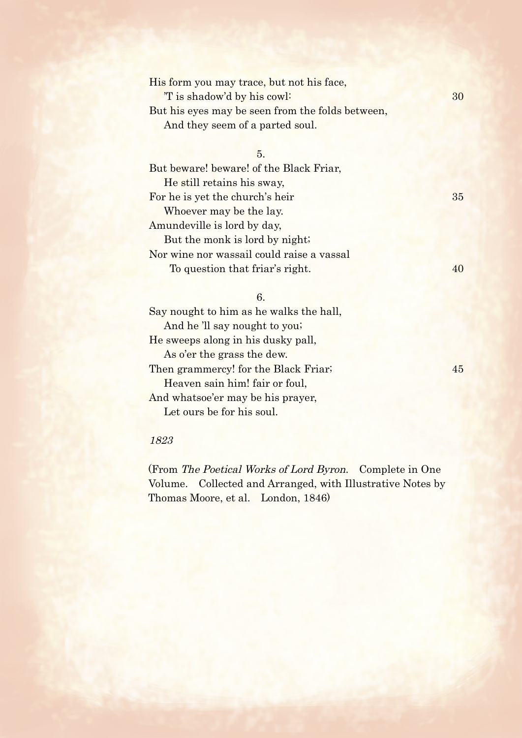His form you may trace, but not his face,
&nbsp;&nbsp;&nbsp;&nbsp;'T is shadow'd by his cowl: 30
But his eyes may be seen from the folds between,
&nbsp;&nbsp;&nbsp;&nbsp;And they seem of a parted soul.

5.

But beware! beware! of the Black Friar,
&nbsp;&nbsp;&nbsp;&nbsp;He still retains his sway,
For he is yet the church's heir 35
&nbsp;&nbsp;&nbsp;&nbsp;Whoever may be the lay.
Amundeville is lord by day,
&nbsp;&nbsp;&nbsp;&nbsp;But the monk is lord by night;
Nor wine nor wassail could raise a vassal
&nbsp;&nbsp;&nbsp;&nbsp;&nbsp;&nbsp;To question that friar's right. 40

6.

Say nought to him as he walks the hall,
&nbsp;&nbsp;&nbsp;&nbsp;And he 'll say nought to you;
He sweeps along in his dusky pall,
&nbsp;&nbsp;&nbsp;&nbsp;As o'er the grass the dew.
Then grammercy! for the Black Friar; 45
&nbsp;&nbsp;&nbsp;&nbsp;Heaven sain him! fair or foul,
And whatsoe'er may be his prayer,
&nbsp;&nbsp;&nbsp;&nbsp;Let ours be for his soul.

*1823*

(From *The Poetical Works of Lord Byron*. Complete in One Volume. Collected and Arranged, with Illustrative Notes by Thomas Moore, et al. London, 1846)